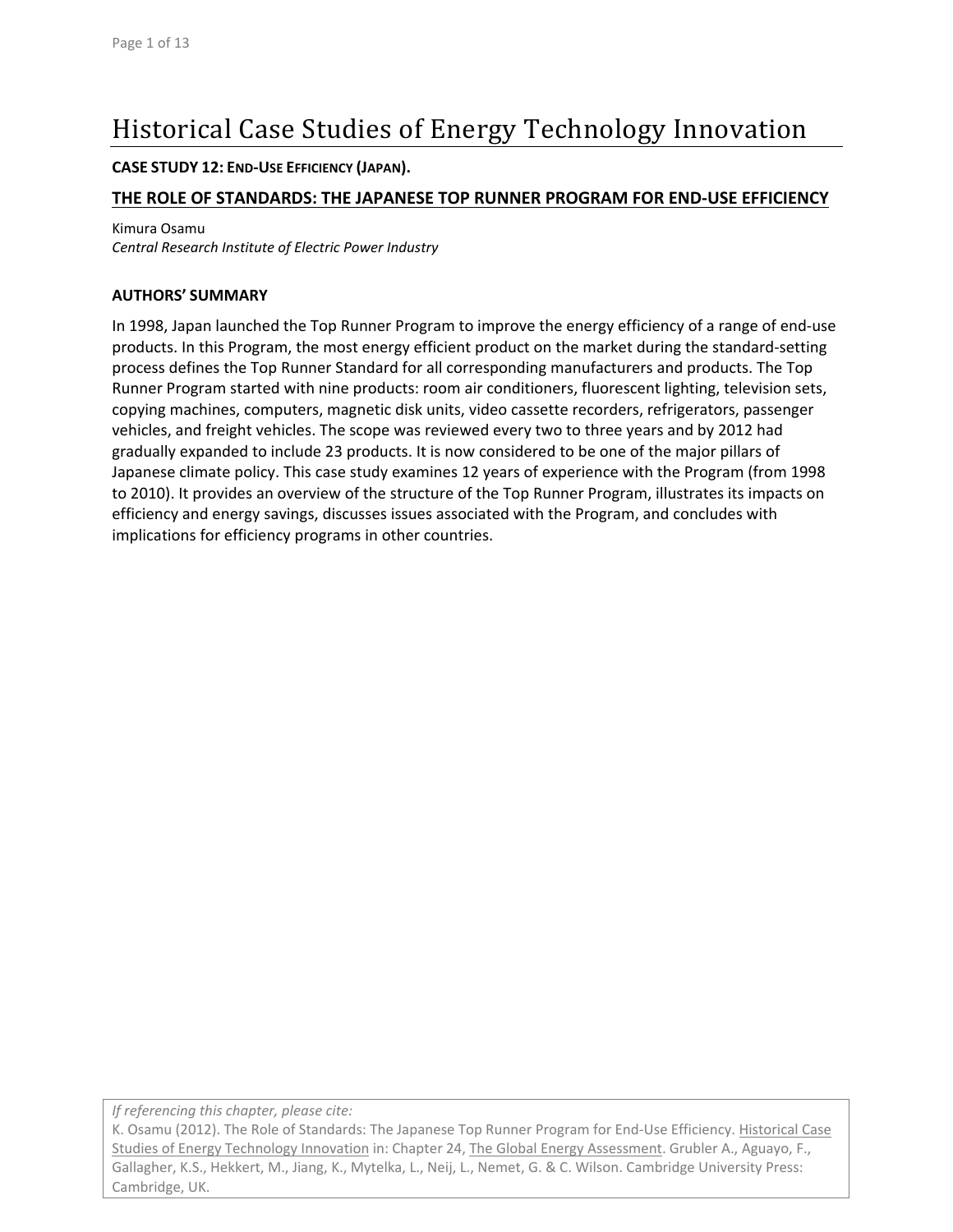# Historical Case Studies of Energy Technology Innovation

**CASE STUDY 12: END-USE EFFICIENCY (JAPAN).**

## THE ROLE OF STANDARDS: THE JAPANESE TOP RUNNER PROGRAM FOR END-USE EFFICIENCY

Kimura Osamu
*Central Research Institute of Electric Power Industry*

### AUTHORS' SUMMARY

In 1998, Japan launched the Top Runner Program to improve the energy efficiency of a range of end-use products. In this Program, the most energy efficient product on the market during the standard-setting process defines the Top Runner Standard for all corresponding manufacturers and products. The Top Runner Program started with nine products: room air conditioners, fluorescent lighting, television sets, copying machines, computers, magnetic disk units, video cassette recorders, refrigerators, passenger vehicles, and freight vehicles. The scope was reviewed every two to three years and by 2012 had gradually expanded to include 23 products. It is now considered to be one of the major pillars of Japanese climate policy. This case study examines 12 years of experience with the Program (from 1998 to 2010). It provides an overview of the structure of the Top Runner Program, illustrates its impacts on efficiency and energy savings, discusses issues associated with the Program, and concludes with implications for efficiency programs in other countries.

*If referencing this chapter, please cite:*
K. Osamu (2012). The Role of Standards: The Japanese Top Runner Program for End-Use Efficiency. Historical Case Studies of Energy Technology Innovation in: Chapter 24, The Global Energy Assessment. Grubler A., Aguayo, F., Gallagher, K.S., Hekkert, M., Jiang, K., Mytelka, L., Neij, L., Nemet, G. & C. Wilson. Cambridge University Press: Cambridge, UK.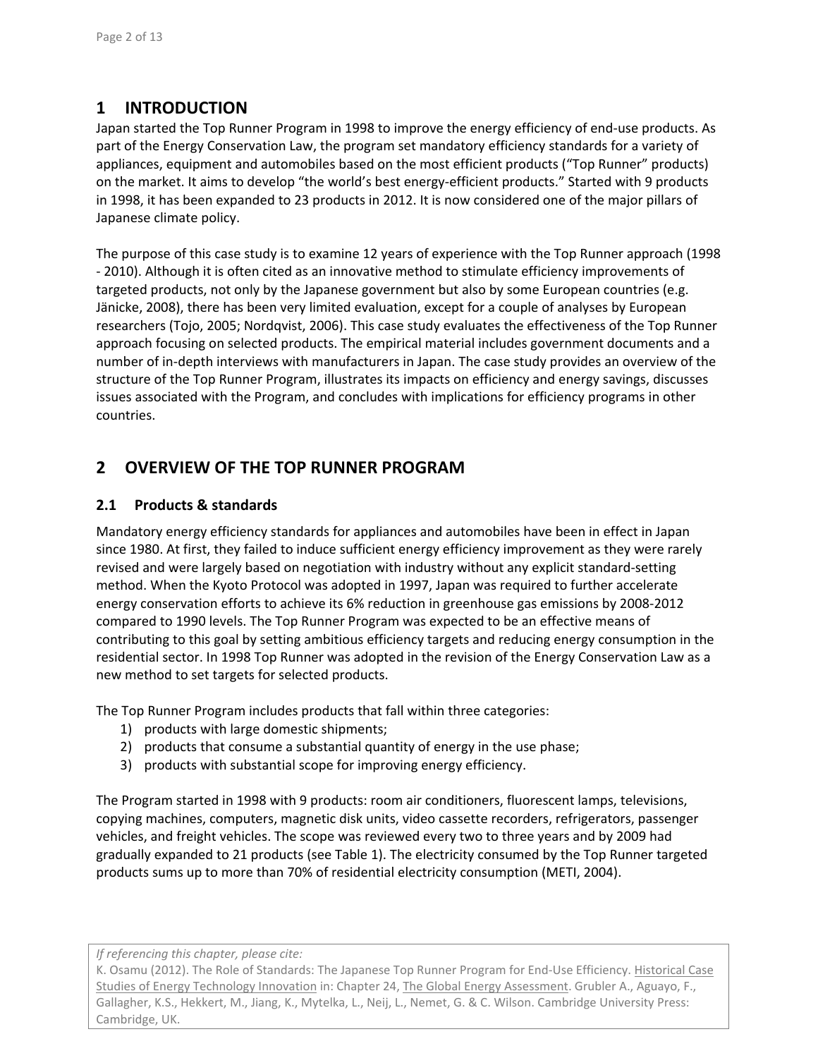# 1 INTRODUCTION

Japan started the Top Runner Program in 1998 to improve the energy efficiency of end-use products. As part of the Energy Conservation Law, the program set mandatory efficiency standards for a variety of appliances, equipment and automobiles based on the most efficient products ("Top Runner" products) on the market. It aims to develop "the world's best energy-efficient products." Started with 9 products in 1998, it has been expanded to 23 products in 2012. It is now considered one of the major pillars of Japanese climate policy.

The purpose of this case study is to examine 12 years of experience with the Top Runner approach (1998 - 2010). Although it is often cited as an innovative method to stimulate efficiency improvements of targeted products, not only by the Japanese government but also by some European countries (e.g. Jänicke, 2008), there has been very limited evaluation, except for a couple of analyses by European researchers (Tojo, 2005; Nordqvist, 2006). This case study evaluates the effectiveness of the Top Runner approach focusing on selected products. The empirical material includes government documents and a number of in-depth interviews with manufacturers in Japan. The case study provides an overview of the structure of the Top Runner Program, illustrates its impacts on efficiency and energy savings, discusses issues associated with the Program, and concludes with implications for efficiency programs in other countries.

# 2 OVERVIEW OF THE TOP RUNNER PROGRAM

## 2.1 Products & standards

Mandatory energy efficiency standards for appliances and automobiles have been in effect in Japan since 1980. At first, they failed to induce sufficient energy efficiency improvement as they were rarely revised and were largely based on negotiation with industry without any explicit standard-setting method. When the Kyoto Protocol was adopted in 1997, Japan was required to further accelerate energy conservation efforts to achieve its 6% reduction in greenhouse gas emissions by 2008-2012 compared to 1990 levels. The Top Runner Program was expected to be an effective means of contributing to this goal by setting ambitious efficiency targets and reducing energy consumption in the residential sector. In 1998 Top Runner was adopted in the revision of the Energy Conservation Law as a new method to set targets for selected products.

The Top Runner Program includes products that fall within three categories:

1) products with large domestic shipments;
2) products that consume a substantial quantity of energy in the use phase;
3) products with substantial scope for improving energy efficiency.

The Program started in 1998 with 9 products: room air conditioners, fluorescent lamps, televisions, copying machines, computers, magnetic disk units, video cassette recorders, refrigerators, passenger vehicles, and freight vehicles. The scope was reviewed every two to three years and by 2009 had gradually expanded to 21 products (see Table 1). The electricity consumed by the Top Runner targeted products sums up to more than 70% of residential electricity consumption (METI, 2004).

*If referencing this chapter, please cite:*
K. Osamu (2012). The Role of Standards: The Japanese Top Runner Program for End-Use Efficiency. Historical Case Studies of Energy Technology Innovation in: Chapter 24, The Global Energy Assessment. Grubler A., Aguayo, F., Gallagher, K.S., Hekkert, M., Jiang, K., Mytelka, L., Neij, L., Nemet, G. & C. Wilson. Cambridge University Press: Cambridge, UK.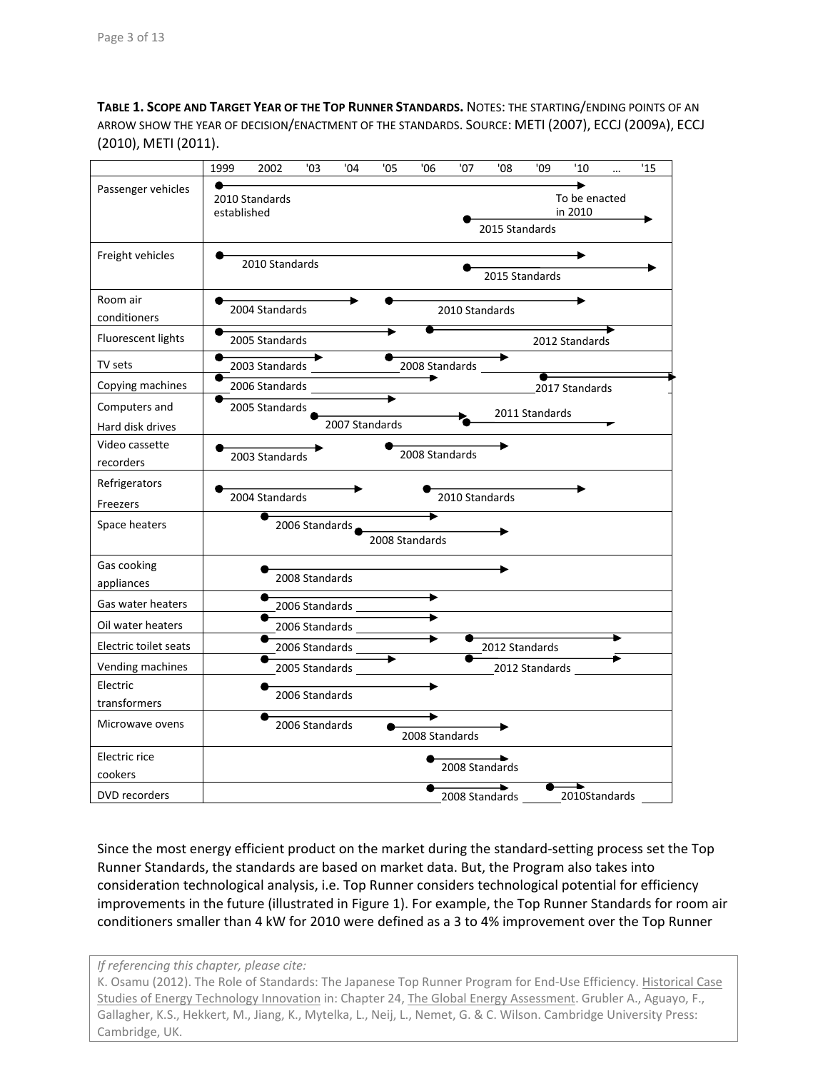**TABLE 1. SCOPE AND TARGET YEAR OF THE TOP RUNNER STANDARDS.** NOTES: THE STARTING/ENDING POINTS OF AN ARROW SHOW THE YEAR OF DECISION/ENACTMENT OF THE STANDARDS. SOURCE: METI (2007), ECCJ (2009A), ECCJ (2010), METI (2011).

| | 1999 | 2002 | '03 | '04 | '05 | '06 | '07 | '08 | '09 | '10 | … | '15 |
|---|---|---|---|---|---|---|---|---|---|---|---|---|
| Passenger vehicles | 2010 Standards established (1999 → 2010, to be enacted in 2010); 2015 Standards ('07 → '15) | | | | | | | | | | | |
| Freight vehicles | 2010 Standards (1999 → '10); 2015 Standards ('07 → '15) | | | | | | | | | | | |
| Room air conditioners | 2004 Standards (1999 → '04); 2010 Standards ('05 → '10) | | | | | | | | | | | |
| Fluorescent lights | 2005 Standards (1999 → '05); 2012 Standards ('06 → 2012) | | | | | | | | | | | |
| TV sets | 2003 Standards (1999 → '03); 2008 Standards ('05 → '08) | | | | | | | | | | | |
| Copying machines | 2006 Standards (1999 → '06); 2017 Standards ('09 → 2017) | | | | | | | | | | | |
| Computers and Hard disk drives | 2005 Standards (1999 → '05); 2007 Standards ('03 → '07); 2011 Standards ('07 → 2011) | | | | | | | | | | | |
| Video cassette recorders | 2003 Standards (1999 → '03); 2008 Standards ('05 → '08) | | | | | | | | | | | |
| Refrigerators Freezers | 2004 Standards (1999 → '04); 2010 Standards ('06 → '10) | | | | | | | | | | | |
| Space heaters | 2006 Standards (2002 → '06); 2008 Standards ('04 → '08) | | | | | | | | | | | |
| Gas cooking appliances | 2008 Standards (2002 → '08) | | | | | | | | | | | |
| Gas water heaters | 2006 Standards (2002 → '06) | | | | | | | | | | | |
| Oil water heaters | 2006 Standards (2002 → '06) | | | | | | | | | | | |
| Electric toilet seats | 2006 Standards (2002 → '06); 2012 Standards ('07 → 2012) | | | | | | | | | | | |
| Vending machines | 2005 Standards (2002 → '05); 2012 Standards ('07 → 2012) | | | | | | | | | | | |
| Electric transformers | 2006 Standards (2002 → '06) | | | | | | | | | | | |
| Microwave ovens | 2006 Standards (2002 → '06); 2008 Standards ('05 → '08) | | | | | | | | | | | |
| Electric rice cookers | 2008 Standards ('06 → '08) | | | | | | | | | | | |
| DVD recorders | 2008 Standards ('06 → '08); 2010Standards ('09 → '10) | | | | | | | | | | | |

Since the most energy efficient product on the market during the standard-setting process set the Top Runner Standards, the standards are based on market data. But, the Program also takes into consideration technological analysis, i.e. Top Runner considers technological potential for efficiency improvements in the future (illustrated in Figure 1). For example, the Top Runner Standards for room air conditioners smaller than 4 kW for 2010 were defined as a 3 to 4% improvement over the Top Runner

*If referencing this chapter, please cite:*
K. Osamu (2012). The Role of Standards: The Japanese Top Runner Program for End-Use Efficiency. Historical Case Studies of Energy Technology Innovation in: Chapter 24, The Global Energy Assessment. Grubler A., Aguayo, F., Gallagher, K.S., Hekkert, M., Jiang, K., Mytelka, L., Neij, L., Nemet, G. & C. Wilson. Cambridge University Press: Cambridge, UK.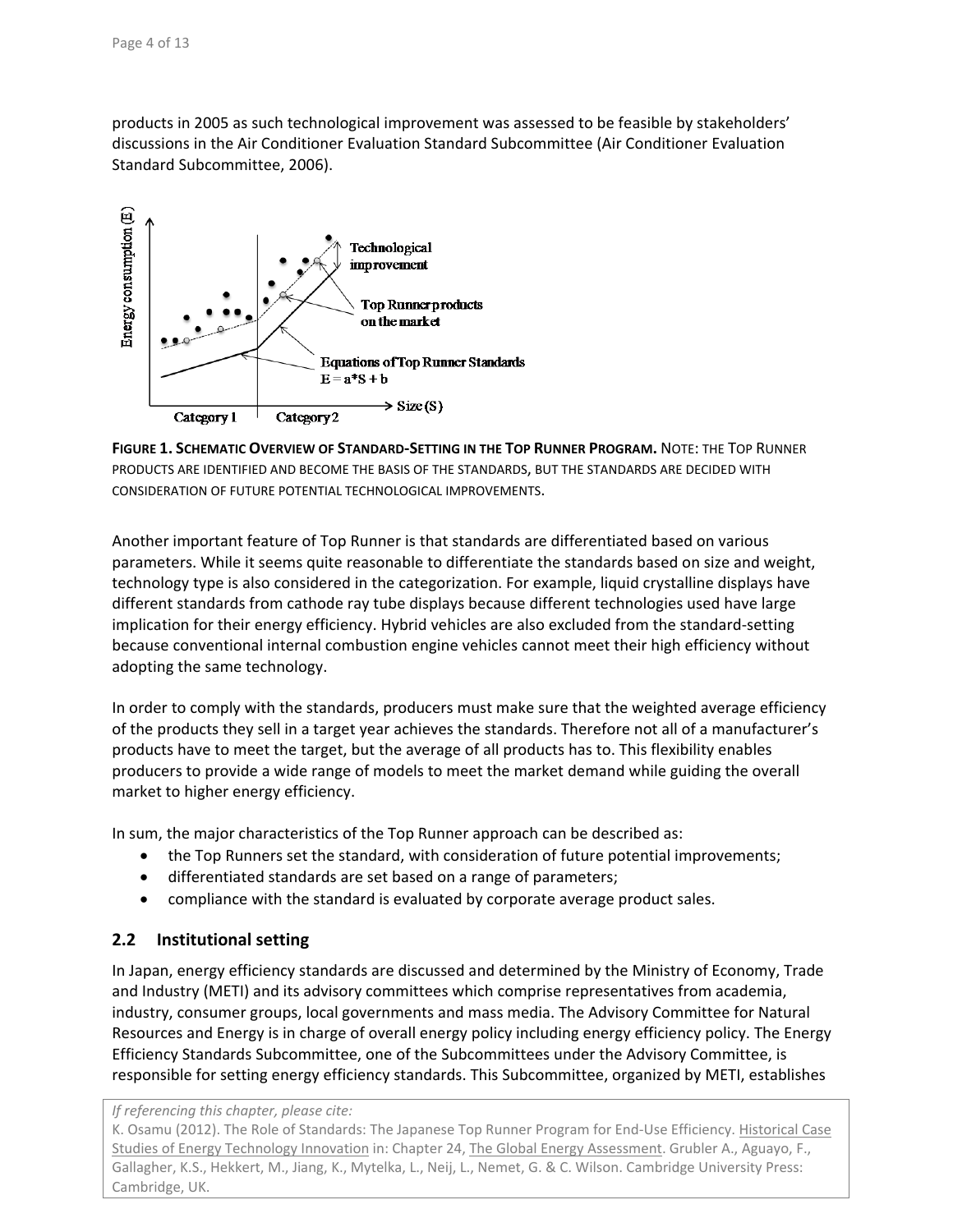products in 2005 as such technological improvement was assessed to be feasible by stakeholders' discussions in the Air Conditioner Evaluation Standard Subcommittee (Air Conditioner Evaluation Standard Subcommittee, 2006).

**FIGURE 1. SCHEMATIC OVERVIEW OF STANDARD-SETTING IN THE TOP RUNNER PROGRAM.** NOTE: THE TOP RUNNER PRODUCTS ARE IDENTIFIED AND BECOME THE BASIS OF THE STANDARDS, BUT THE STANDARDS ARE DECIDED WITH CONSIDERATION OF FUTURE POTENTIAL TECHNOLOGICAL IMPROVEMENTS.

Another important feature of Top Runner is that standards are differentiated based on various parameters. While it seems quite reasonable to differentiate the standards based on size and weight, technology type is also considered in the categorization. For example, liquid crystalline displays have different standards from cathode ray tube displays because different technologies used have large implication for their energy efficiency. Hybrid vehicles are also excluded from the standard-setting because conventional internal combustion engine vehicles cannot meet their high efficiency without adopting the same technology.

In order to comply with the standards, producers must make sure that the weighted average efficiency of the products they sell in a target year achieves the standards. Therefore not all of a manufacturer's products have to meet the target, but the average of all products has to. This flexibility enables producers to provide a wide range of models to meet the market demand while guiding the overall market to higher energy efficiency.

In sum, the major characteristics of the Top Runner approach can be described as:

- the Top Runners set the standard, with consideration of future potential improvements;
- differentiated standards are set based on a range of parameters;
- compliance with the standard is evaluated by corporate average product sales.

## 2.2 Institutional setting

In Japan, energy efficiency standards are discussed and determined by the Ministry of Economy, Trade and Industry (METI) and its advisory committees which comprise representatives from academia, industry, consumer groups, local governments and mass media. The Advisory Committee for Natural Resources and Energy is in charge of overall energy policy including energy efficiency policy. The Energy Efficiency Standards Subcommittee, one of the Subcommittees under the Advisory Committee, is responsible for setting energy efficiency standards. This Subcommittee, organized by METI, establishes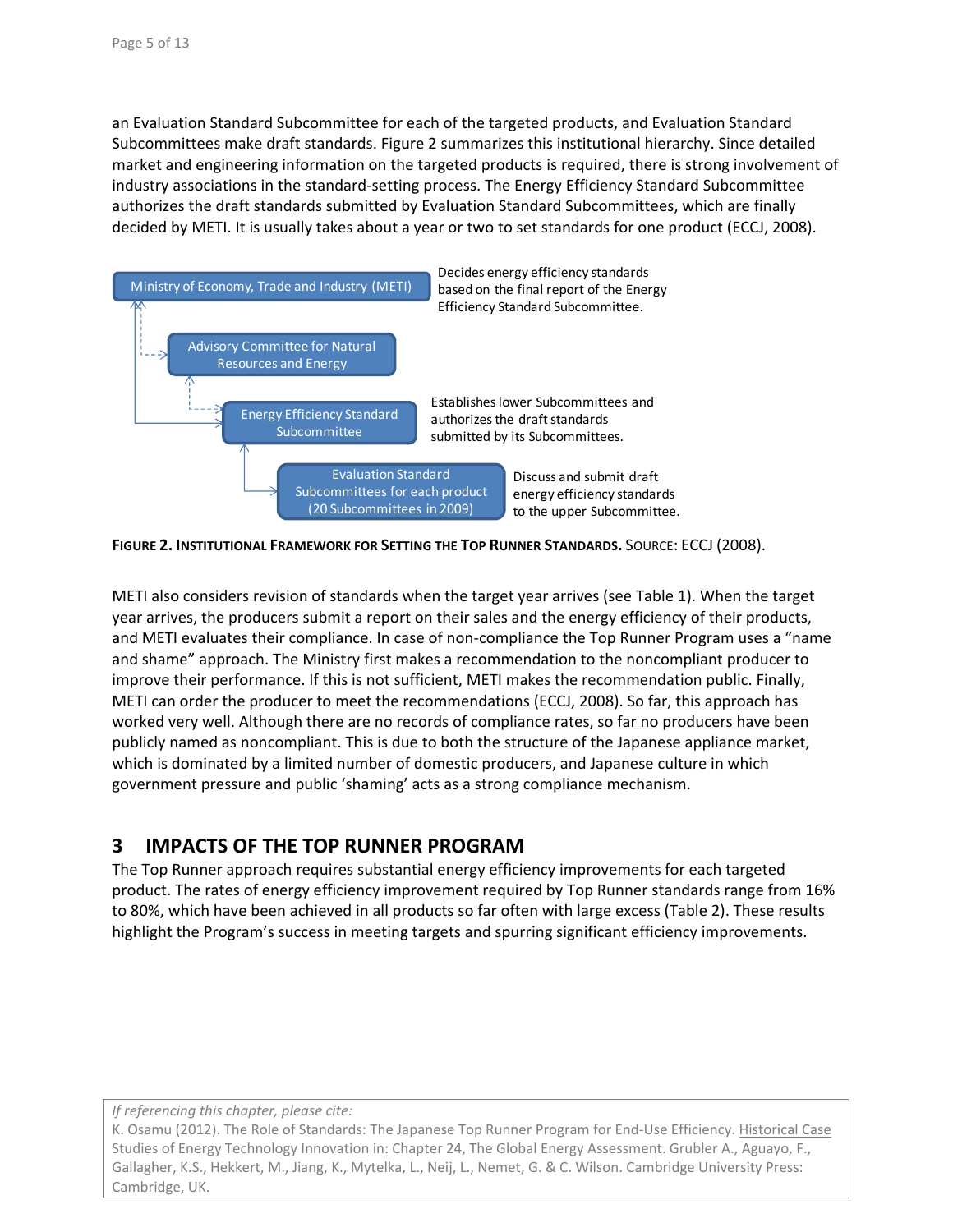an Evaluation Standard Subcommittee for each of the targeted products, and Evaluation Standard Subcommittees make draft standards. Figure 2 summarizes this institutional hierarchy. Since detailed market and engineering information on the targeted products is required, there is strong involvement of industry associations in the standard-setting process. The Energy Efficiency Standard Subcommittee authorizes the draft standards submitted by Evaluation Standard Subcommittees, which are finally decided by METI. It is usually takes about a year or two to set standards for one product (ECCJ, 2008).

Ministry of Economy, Trade and Industry (METI) — Decides energy efficiency standards based on the final report of the Energy Efficiency Standard Subcommittee.

Advisory Committee for Natural Resources and Energy

Energy Efficiency Standard Subcommittee — Establishes lower Subcommittees and authorizes the draft standards submitted by its Subcommittees.

Evaluation Standard Subcommittees for each product (20 Subcommittees in 2009) — Discuss and submit draft energy efficiency standards to the upper Subcommittee.

**FIGURE 2. INSTITUTIONAL FRAMEWORK FOR SETTING THE TOP RUNNER STANDARDS.** SOURCE: ECCJ (2008).

METI also considers revision of standards when the target year arrives (see Table 1). When the target year arrives, the producers submit a report on their sales and the energy efficiency of their products, and METI evaluates their compliance. In case of non-compliance the Top Runner Program uses a "name and shame" approach. The Ministry first makes a recommendation to the noncompliant producer to improve their performance. If this is not sufficient, METI makes the recommendation public. Finally, METI can order the producer to meet the recommendations (ECCJ, 2008). So far, this approach has worked very well. Although there are no records of compliance rates, so far no producers have been publicly named as noncompliant. This is due to both the structure of the Japanese appliance market, which is dominated by a limited number of domestic producers, and Japanese culture in which government pressure and public 'shaming' acts as a strong compliance mechanism.

## 3 IMPACTS OF THE TOP RUNNER PROGRAM

The Top Runner approach requires substantial energy efficiency improvements for each targeted product. The rates of energy efficiency improvement required by Top Runner standards range from 16% to 80%, which have been achieved in all products so far often with large excess (Table 2). These results highlight the Program's success in meeting targets and spurring significant efficiency improvements.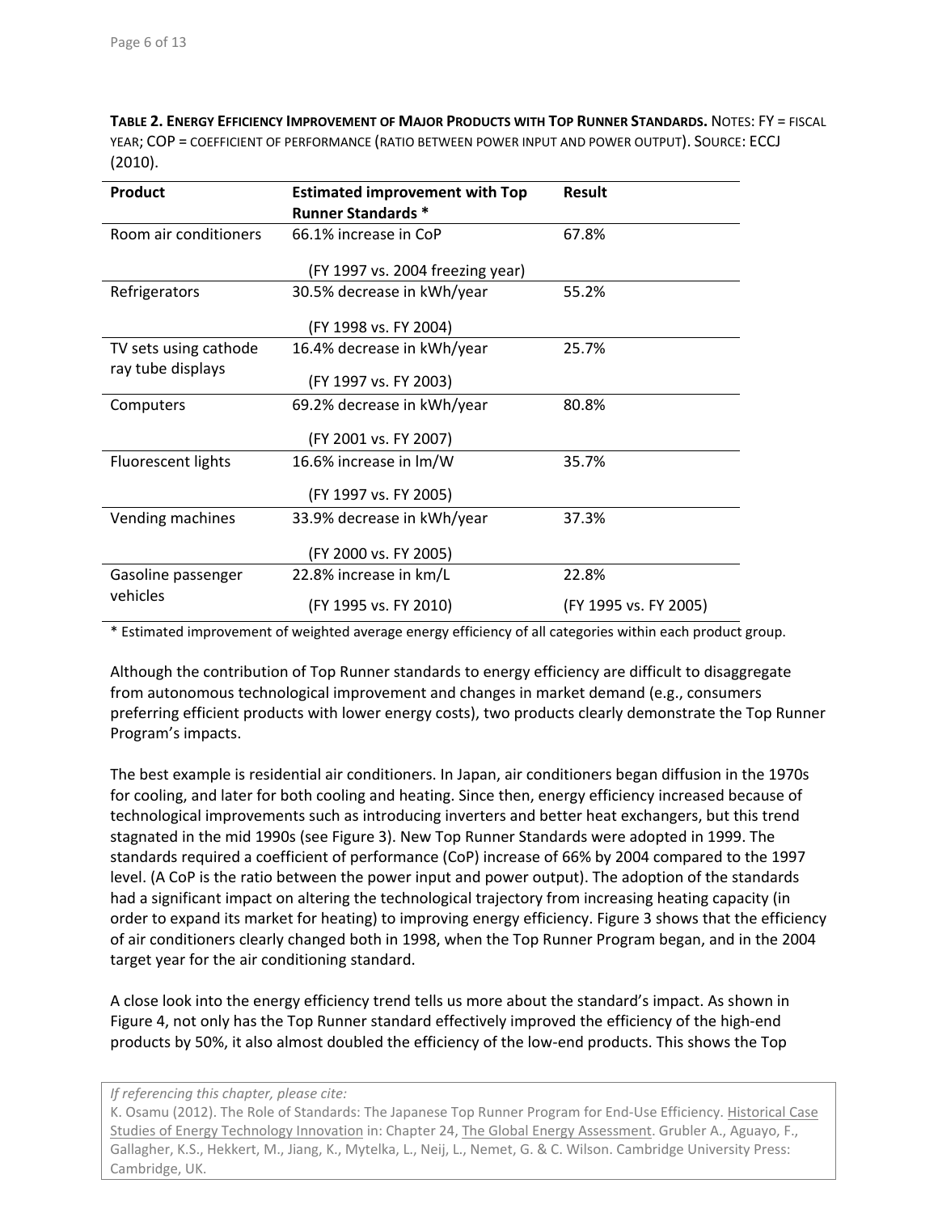**TABLE 2. ENERGY EFFICIENCY IMPROVEMENT OF MAJOR PRODUCTS WITH TOP RUNNER STANDARDS.** NOTES: FY = FISCAL YEAR; COP = COEFFICIENT OF PERFORMANCE (RATIO BETWEEN POWER INPUT AND POWER OUTPUT). SOURCE: ECCJ (2010).

| Product | Estimated improvement with Top Runner Standards * | Result |
|---|---|---|
| Room air conditioners | 66.1% increase in CoP (FY 1997 vs. 2004 freezing year) | 67.8% |
| Refrigerators | 30.5% decrease in kWh/year (FY 1998 vs. FY 2004) | 55.2% |
| TV sets using cathode ray tube displays | 16.4% decrease in kWh/year (FY 1997 vs. FY 2003) | 25.7% |
| Computers | 69.2% decrease in kWh/year (FY 2001 vs. FY 2007) | 80.8% |
| Fluorescent lights | 16.6% increase in lm/W (FY 1997 vs. FY 2005) | 35.7% |
| Vending machines | 33.9% decrease in kWh/year (FY 2000 vs. FY 2005) | 37.3% |
| Gasoline passenger vehicles | 22.8% increase in km/L (FY 1995 vs. FY 2010) | 22.8% (FY 1995 vs. FY 2005) |

* Estimated improvement of weighted average energy efficiency of all categories within each product group.

Although the contribution of Top Runner standards to energy efficiency are difficult to disaggregate from autonomous technological improvement and changes in market demand (e.g., consumers preferring efficient products with lower energy costs), two products clearly demonstrate the Top Runner Program's impacts.

The best example is residential air conditioners. In Japan, air conditioners began diffusion in the 1970s for cooling, and later for both cooling and heating. Since then, energy efficiency increased because of technological improvements such as introducing inverters and better heat exchangers, but this trend stagnated in the mid 1990s (see Figure 3). New Top Runner Standards were adopted in 1999. The standards required a coefficient of performance (CoP) increase of 66% by 2004 compared to the 1997 level. (A CoP is the ratio between the power input and power output). The adoption of the standards had a significant impact on altering the technological trajectory from increasing heating capacity (in order to expand its market for heating) to improving energy efficiency. Figure 3 shows that the efficiency of air conditioners clearly changed both in 1998, when the Top Runner Program began, and in the 2004 target year for the air conditioning standard.

A close look into the energy efficiency trend tells us more about the standard's impact. As shown in Figure 4, not only has the Top Runner standard effectively improved the efficiency of the high-end products by 50%, it also almost doubled the efficiency of the low-end products. This shows the Top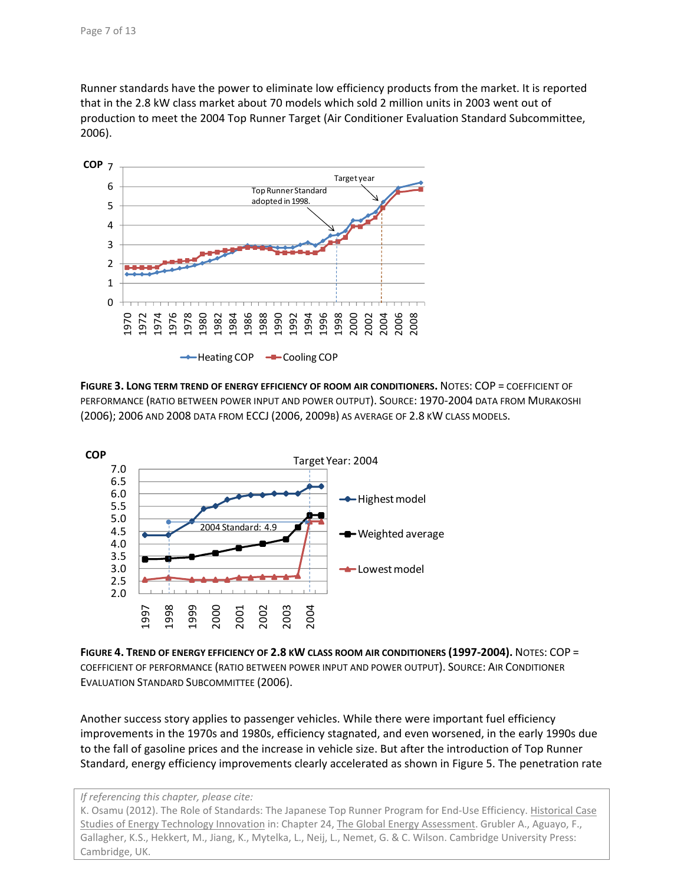Runner standards have the power to eliminate low efficiency products from the market. It is reported that in the 2.8 kW class market about 70 models which sold 2 million units in 2003 went out of production to meet the 2004 Top Runner Target (Air Conditioner Evaluation Standard Subcommittee, 2006).

**FIGURE 3. LONG TERM TREND OF ENERGY EFFICIENCY OF ROOM AIR CONDITIONERS.** NOTES: COP = COEFFICIENT OF PERFORMANCE (RATIO BETWEEN POWER INPUT AND POWER OUTPUT). SOURCE: 1970-2004 DATA FROM MURAKOSHI (2006); 2006 AND 2008 DATA FROM ECCJ (2006, 2009B) AS AVERAGE OF 2.8 KW CLASS MODELS.

**FIGURE 4. TREND OF ENERGY EFFICIENCY OF 2.8 KW CLASS ROOM AIR CONDITIONERS (1997-2004).** NOTES: COP = COEFFICIENT OF PERFORMANCE (RATIO BETWEEN POWER INPUT AND POWER OUTPUT). SOURCE: AIR CONDITIONER EVALUATION STANDARD SUBCOMMITTEE (2006).

Another success story applies to passenger vehicles. While there were important fuel efficiency improvements in the 1970s and 1980s, efficiency stagnated, and even worsened, in the early 1990s due to the fall of gasoline prices and the increase in vehicle size. But after the introduction of Top Runner Standard, energy efficiency improvements clearly accelerated as shown in Figure 5. The penetration rate

*If referencing this chapter, please cite:*
K. Osamu (2012). The Role of Standards: The Japanese Top Runner Program for End-Use Efficiency. Historical Case Studies of Energy Technology Innovation in: Chapter 24, The Global Energy Assessment. Grubler A., Aguayo, F., Gallagher, K.S., Hekkert, M., Jiang, K., Mytelka, L., Neij, L., Nemet, G. & C. Wilson. Cambridge University Press: Cambridge, UK.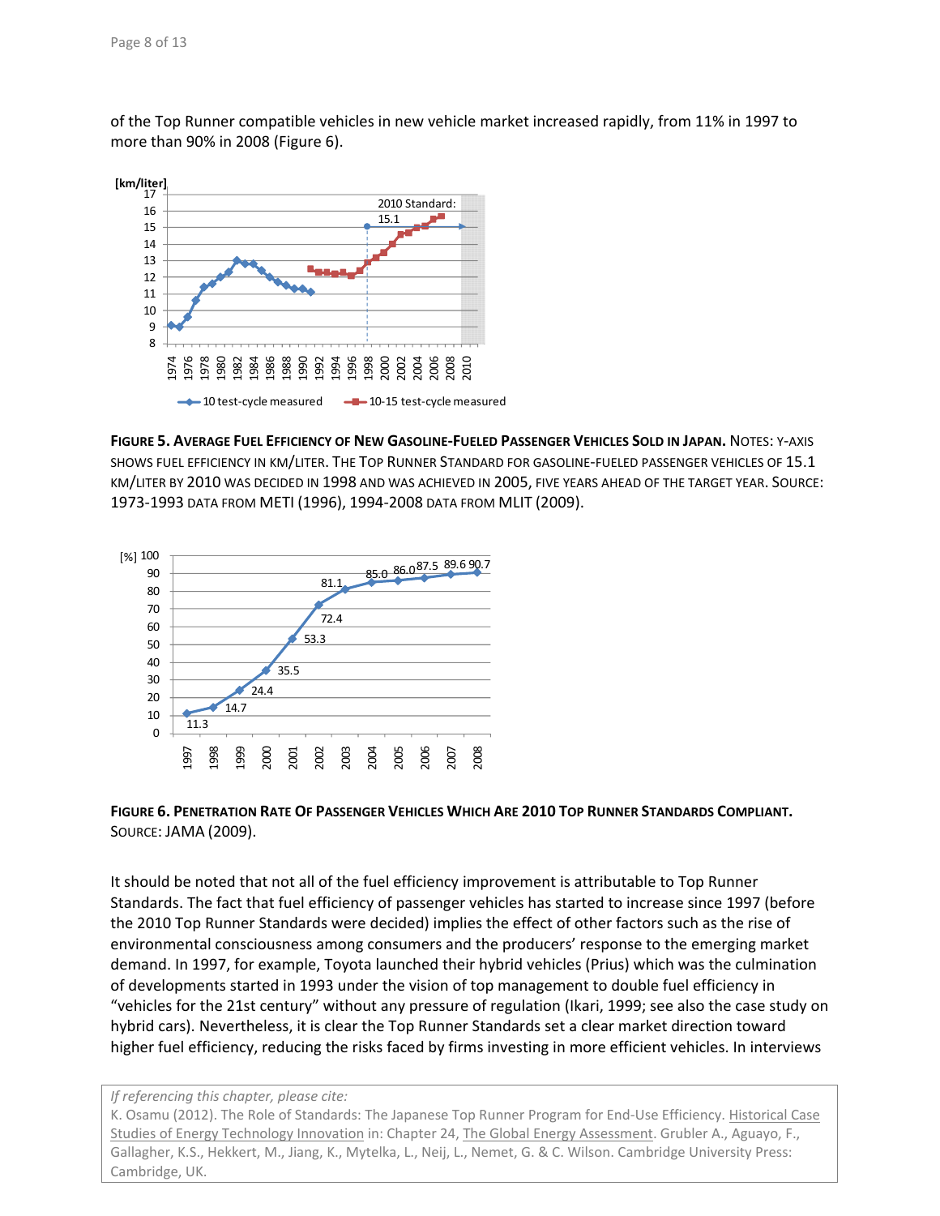of the Top Runner compatible vehicles in new vehicle market increased rapidly, from 11% in 1997 to more than 90% in 2008 (Figure 6).

**FIGURE 5. AVERAGE FUEL EFFICIENCY OF NEW GASOLINE-FUELED PASSENGER VEHICLES SOLD IN JAPAN.** NOTES: Y-AXIS SHOWS FUEL EFFICIENCY IN KM/LITER. THE TOP RUNNER STANDARD FOR GASOLINE-FUELED PASSENGER VEHICLES OF 15.1 KM/LITER BY 2010 WAS DECIDED IN 1998 AND WAS ACHIEVED IN 2005, FIVE YEARS AHEAD OF THE TARGET YEAR. SOURCE: 1973-1993 DATA FROM METI (1996), 1994-2008 DATA FROM MLIT (2009).

**FIGURE 6. PENETRATION RATE OF PASSENGER VEHICLES WHICH ARE 2010 TOP RUNNER STANDARDS COMPLIANT.** SOURCE: JAMA (2009).

It should be noted that not all of the fuel efficiency improvement is attributable to Top Runner Standards. The fact that fuel efficiency of passenger vehicles has started to increase since 1997 (before the 2010 Top Runner Standards were decided) implies the effect of other factors such as the rise of environmental consciousness among consumers and the producers' response to the emerging market demand. In 1997, for example, Toyota launched their hybrid vehicles (Prius) which was the culmination of developments started in 1993 under the vision of top management to double fuel efficiency in "vehicles for the 21st century" without any pressure of regulation (Ikari, 1999; see also the case study on hybrid cars). Nevertheless, it is clear the Top Runner Standards set a clear market direction toward higher fuel efficiency, reducing the risks faced by firms investing in more efficient vehicles. In interviews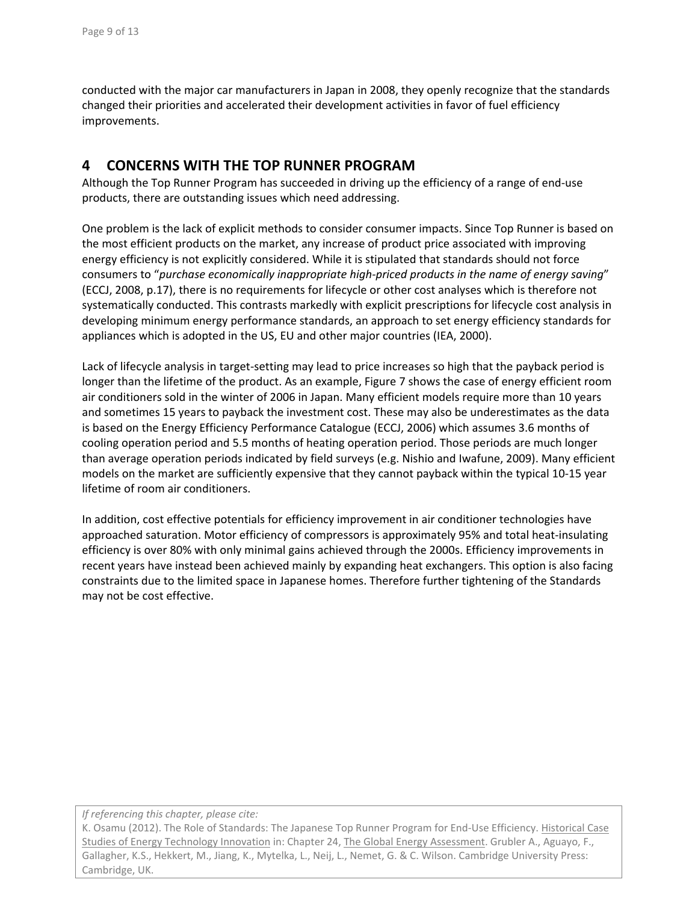conducted with the major car manufacturers in Japan in 2008, they openly recognize that the standards changed their priorities and accelerated their development activities in favor of fuel efficiency improvements.

## 4 CONCERNS WITH THE TOP RUNNER PROGRAM

Although the Top Runner Program has succeeded in driving up the efficiency of a range of end-use products, there are outstanding issues which need addressing.

One problem is the lack of explicit methods to consider consumer impacts. Since Top Runner is based on the most efficient products on the market, any increase of product price associated with improving energy efficiency is not explicitly considered. While it is stipulated that standards should not force consumers to "*purchase economically inappropriate high-priced products in the name of energy saving*" (ECCJ, 2008, p.17), there is no requirements for lifecycle or other cost analyses which is therefore not systematically conducted. This contrasts markedly with explicit prescriptions for lifecycle cost analysis in developing minimum energy performance standards, an approach to set energy efficiency standards for appliances which is adopted in the US, EU and other major countries (IEA, 2000).

Lack of lifecycle analysis in target-setting may lead to price increases so high that the payback period is longer than the lifetime of the product. As an example, Figure 7 shows the case of energy efficient room air conditioners sold in the winter of 2006 in Japan. Many efficient models require more than 10 years and sometimes 15 years to payback the investment cost. These may also be underestimates as the data is based on the Energy Efficiency Performance Catalogue (ECCJ, 2006) which assumes 3.6 months of cooling operation period and 5.5 months of heating operation period. Those periods are much longer than average operation periods indicated by field surveys (e.g. Nishio and Iwafune, 2009). Many efficient models on the market are sufficiently expensive that they cannot payback within the typical 10-15 year lifetime of room air conditioners.

In addition, cost effective potentials for efficiency improvement in air conditioner technologies have approached saturation. Motor efficiency of compressors is approximately 95% and total heat-insulating efficiency is over 80% with only minimal gains achieved through the 2000s. Efficiency improvements in recent years have instead been achieved mainly by expanding heat exchangers. This option is also facing constraints due to the limited space in Japanese homes. Therefore further tightening of the Standards may not be cost effective.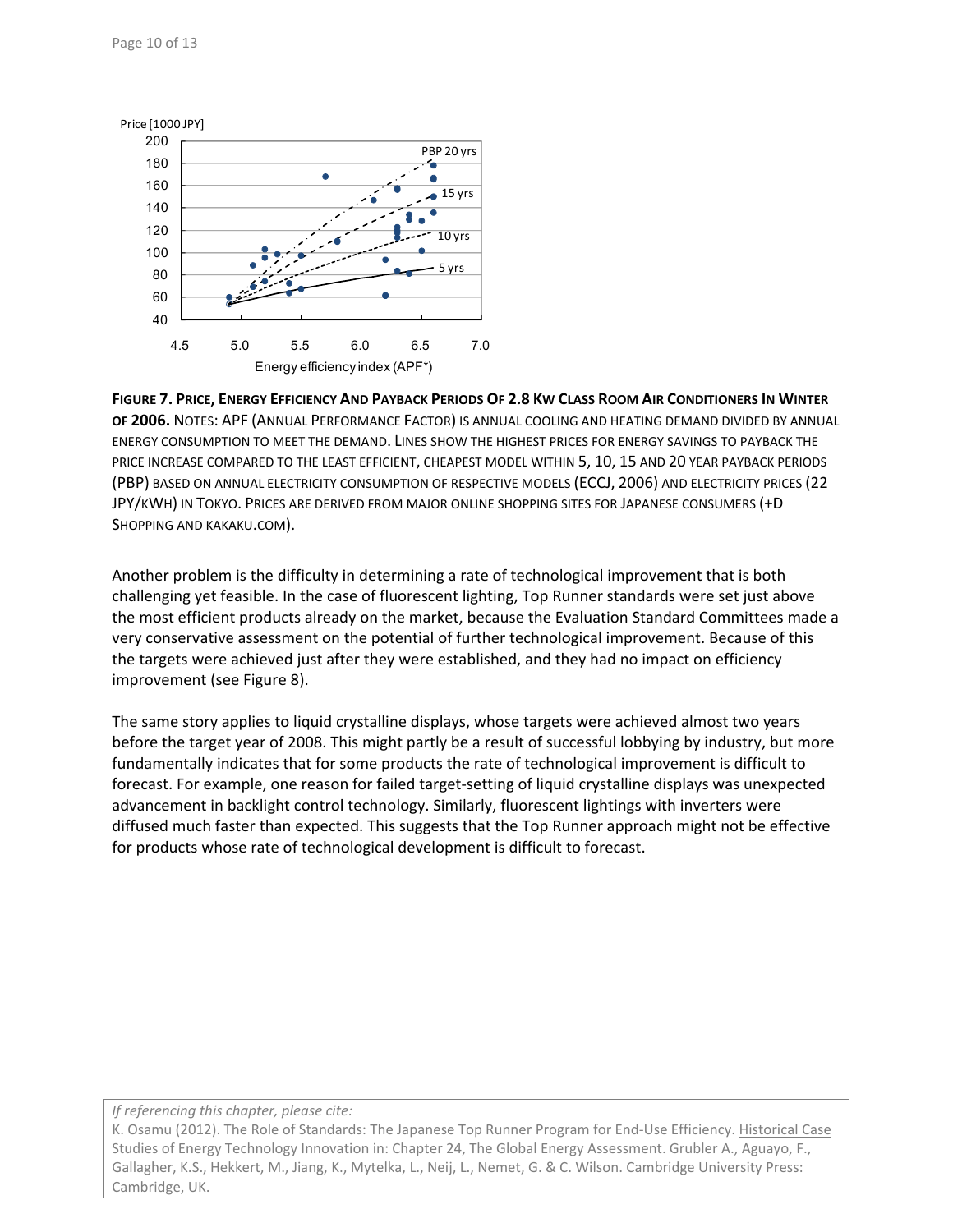**FIGURE 7. PRICE, ENERGY EFFICIENCY AND PAYBACK PERIODS OF 2.8 KW CLASS ROOM AIR CONDITIONERS IN WINTER OF 2006.** NOTES: APF (ANNUAL PERFORMANCE FACTOR) IS ANNUAL COOLING AND HEATING DEMAND DIVIDED BY ANNUAL ENERGY CONSUMPTION TO MEET THE DEMAND. LINES SHOW THE HIGHEST PRICES FOR ENERGY SAVINGS TO PAYBACK THE PRICE INCREASE COMPARED TO THE LEAST EFFICIENT, CHEAPEST MODEL WITHIN 5, 10, 15 AND 20 YEAR PAYBACK PERIODS (PBP) BASED ON ANNUAL ELECTRICITY CONSUMPTION OF RESPECTIVE MODELS (ECCJ, 2006) AND ELECTRICITY PRICES (22 JPY/KWH) IN TOKYO. PRICES ARE DERIVED FROM MAJOR ONLINE SHOPPING SITES FOR JAPANESE CONSUMERS (+D SHOPPING AND KAKAKU.COM).

Another problem is the difficulty in determining a rate of technological improvement that is both challenging yet feasible. In the case of fluorescent lighting, Top Runner standards were set just above the most efficient products already on the market, because the Evaluation Standard Committees made a very conservative assessment on the potential of further technological improvement. Because of this the targets were achieved just after they were established, and they had no impact on efficiency improvement (see Figure 8).

The same story applies to liquid crystalline displays, whose targets were achieved almost two years before the target year of 2008. This might partly be a result of successful lobbying by industry, but more fundamentally indicates that for some products the rate of technological improvement is difficult to forecast. For example, one reason for failed target-setting of liquid crystalline displays was unexpected advancement in backlight control technology. Similarly, fluorescent lightings with inverters were diffused much faster than expected. This suggests that the Top Runner approach might not be effective for products whose rate of technological development is difficult to forecast.

*If referencing this chapter, please cite:*
K. Osamu (2012). The Role of Standards: The Japanese Top Runner Program for End-Use Efficiency. Historical Case Studies of Energy Technology Innovation in: Chapter 24, The Global Energy Assessment. Grubler A., Aguayo, F., Gallagher, K.S., Hekkert, M., Jiang, K., Mytelka, L., Neij, L., Nemet, G. & C. Wilson. Cambridge University Press: Cambridge, UK.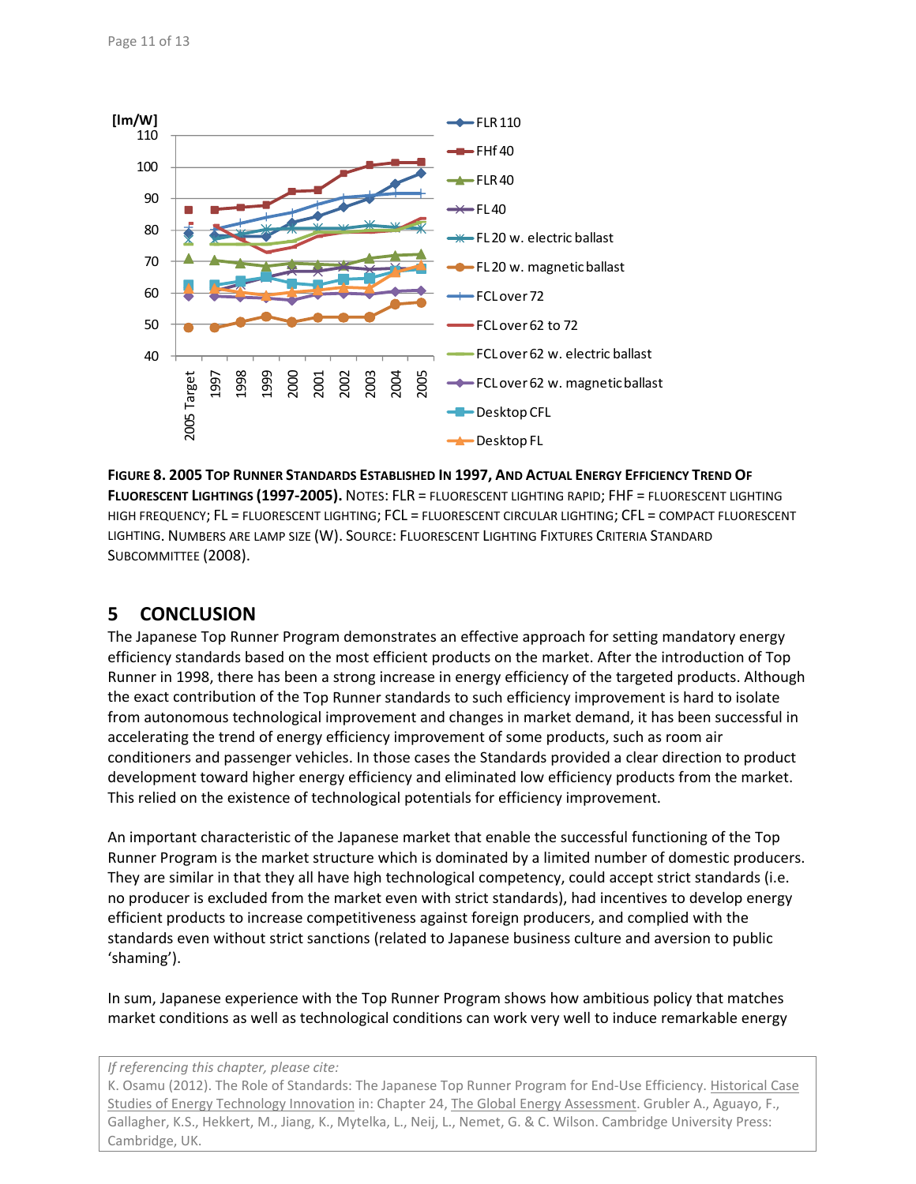**FIGURE 8. 2005 TOP RUNNER STANDARDS ESTABLISHED IN 1997, AND ACTUAL ENERGY EFFICIENCY TREND OF FLUORESCENT LIGHTINGS (1997-2005).** NOTES: FLR = FLUORESCENT LIGHTING RAPID; FHF = FLUORESCENT LIGHTING HIGH FREQUENCY; FL = FLUORESCENT LIGHTING; FCL = FLUORESCENT CIRCULAR LIGHTING; CFL = COMPACT FLUORESCENT LIGHTING. NUMBERS ARE LAMP SIZE (W). SOURCE: FLUORESCENT LIGHTING FIXTURES CRITERIA STANDARD SUBCOMMITTEE (2008).

## 5 CONCLUSION

The Japanese Top Runner Program demonstrates an effective approach for setting mandatory energy efficiency standards based on the most efficient products on the market. After the introduction of Top Runner in 1998, there has been a strong increase in energy efficiency of the targeted products. Although the exact contribution of the Top Runner standards to such efficiency improvement is hard to isolate from autonomous technological improvement and changes in market demand, it has been successful in accelerating the trend of energy efficiency improvement of some products, such as room air conditioners and passenger vehicles. In those cases the Standards provided a clear direction to product development toward higher energy efficiency and eliminated low efficiency products from the market. This relied on the existence of technological potentials for efficiency improvement.

An important characteristic of the Japanese market that enable the successful functioning of the Top Runner Program is the market structure which is dominated by a limited number of domestic producers. They are similar in that they all have high technological competency, could accept strict standards (i.e. no producer is excluded from the market even with strict standards), had incentives to develop energy efficient products to increase competitiveness against foreign producers, and complied with the standards even without strict sanctions (related to Japanese business culture and aversion to public 'shaming').

In sum, Japanese experience with the Top Runner Program shows how ambitious policy that matches market conditions as well as technological conditions can work very well to induce remarkable energy

*If referencing this chapter, please cite:*
K. Osamu (2012). The Role of Standards: The Japanese Top Runner Program for End-Use Efficiency. Historical Case Studies of Energy Technology Innovation in: Chapter 24, The Global Energy Assessment. Grubler A., Aguayo, F., Gallagher, K.S., Hekkert, M., Jiang, K., Mytelka, L., Neij, L., Nemet, G. & C. Wilson. Cambridge University Press: Cambridge, UK.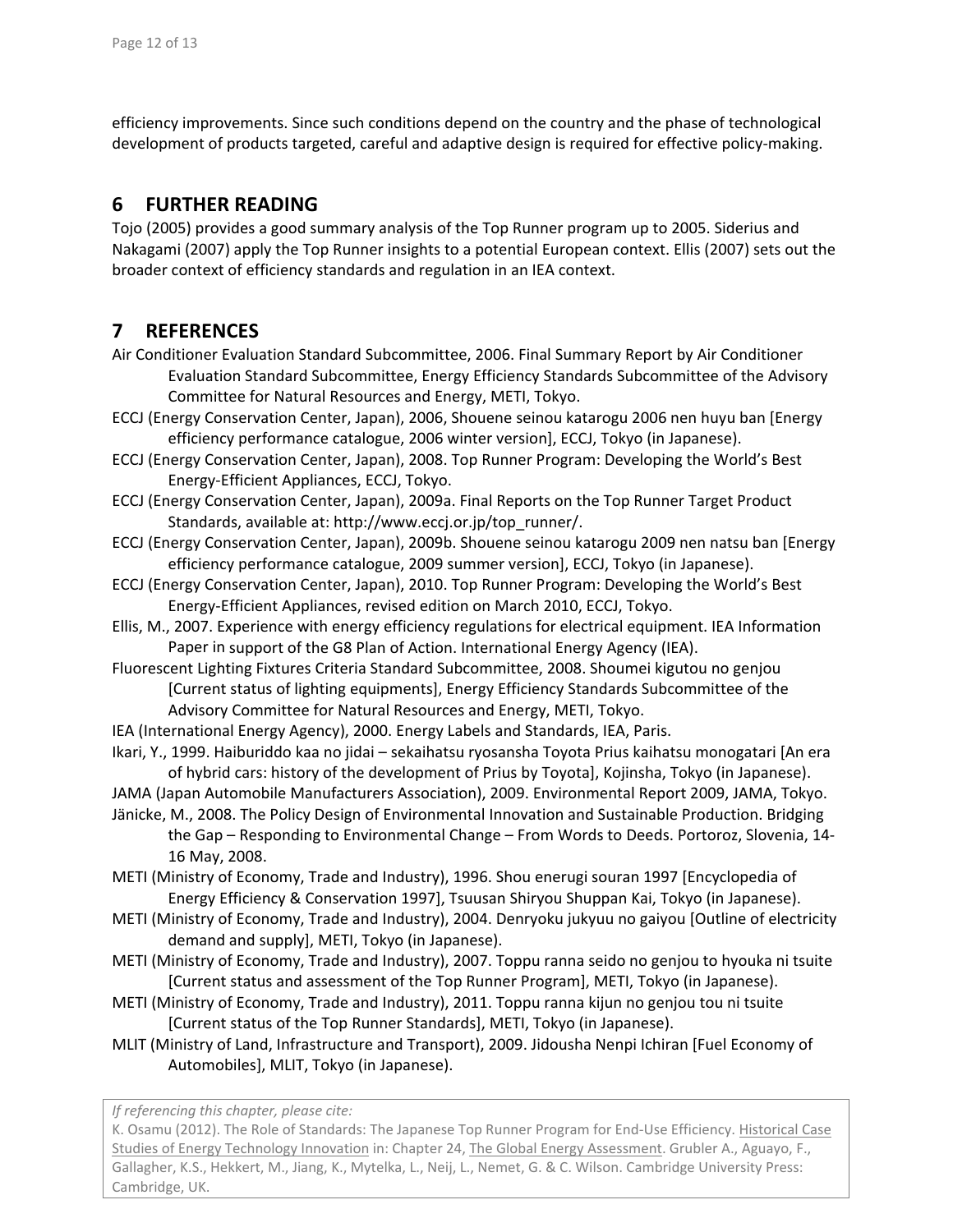efficiency improvements. Since such conditions depend on the country and the phase of technological development of products targeted, careful and adaptive design is required for effective policy-making.

## 6 FURTHER READING

Tojo (2005) provides a good summary analysis of the Top Runner program up to 2005. Siderius and Nakagami (2007) apply the Top Runner insights to a potential European context. Ellis (2007) sets out the broader context of efficiency standards and regulation in an IEA context.

## 7 REFERENCES

Air Conditioner Evaluation Standard Subcommittee, 2006. Final Summary Report by Air Conditioner Evaluation Standard Subcommittee, Energy Efficiency Standards Subcommittee of the Advisory Committee for Natural Resources and Energy, METI, Tokyo.

ECCJ (Energy Conservation Center, Japan), 2006, Shouene seinou katarogu 2006 nen huyu ban [Energy efficiency performance catalogue, 2006 winter version], ECCJ, Tokyo (in Japanese).

ECCJ (Energy Conservation Center, Japan), 2008. Top Runner Program: Developing the World's Best Energy-Efficient Appliances, ECCJ, Tokyo.

ECCJ (Energy Conservation Center, Japan), 2009a. Final Reports on the Top Runner Target Product Standards, available at: http://www.eccj.or.jp/top_runner/.

ECCJ (Energy Conservation Center, Japan), 2009b. Shouene seinou katarogu 2009 nen natsu ban [Energy efficiency performance catalogue, 2009 summer version], ECCJ, Tokyo (in Japanese).

ECCJ (Energy Conservation Center, Japan), 2010. Top Runner Program: Developing the World's Best Energy-Efficient Appliances, revised edition on March 2010, ECCJ, Tokyo.

Ellis, M., 2007. Experience with energy efficiency regulations for electrical equipment. IEA Information Paper in support of the G8 Plan of Action. International Energy Agency (IEA).

Fluorescent Lighting Fixtures Criteria Standard Subcommittee, 2008. Shoumei kigutou no genjou [Current status of lighting equipments], Energy Efficiency Standards Subcommittee of the Advisory Committee for Natural Resources and Energy, METI, Tokyo.

IEA (International Energy Agency), 2000. Energy Labels and Standards, IEA, Paris.

Ikari, Y., 1999. Haiburiddo kaa no jidai – sekaihatsu ryosansha Toyota Prius kaihatsu monogatari [An era of hybrid cars: history of the development of Prius by Toyota], Kojinsha, Tokyo (in Japanese).

JAMA (Japan Automobile Manufacturers Association), 2009. Environmental Report 2009, JAMA, Tokyo.

Jänicke, M., 2008. The Policy Design of Environmental Innovation and Sustainable Production. Bridging the Gap – Responding to Environmental Change – From Words to Deeds. Portoroz, Slovenia, 14-16 May, 2008.

METI (Ministry of Economy, Trade and Industry), 1996. Shou enerugi souran 1997 [Encyclopedia of Energy Efficiency & Conservation 1997], Tsuusan Shiryou Shuppan Kai, Tokyo (in Japanese).

METI (Ministry of Economy, Trade and Industry), 2004. Denryoku jukyuu no gaiyou [Outline of electricity demand and supply], METI, Tokyo (in Japanese).

METI (Ministry of Economy, Trade and Industry), 2007. Toppu ranna seido no genjou to hyouka ni tsuite [Current status and assessment of the Top Runner Program], METI, Tokyo (in Japanese).

METI (Ministry of Economy, Trade and Industry), 2011. Toppu ranna kijun no genjou tou ni tsuite [Current status of the Top Runner Standards], METI, Tokyo (in Japanese).

MLIT (Ministry of Land, Infrastructure and Transport), 2009. Jidousha Nenpi Ichiran [Fuel Economy of Automobiles], MLIT, Tokyo (in Japanese).

*If referencing this chapter, please cite:*
K. Osamu (2012). The Role of Standards: The Japanese Top Runner Program for End-Use Efficiency. Historical Case Studies of Energy Technology Innovation in: Chapter 24, The Global Energy Assessment. Grubler A., Aguayo, F., Gallagher, K.S., Hekkert, M., Jiang, K., Mytelka, L., Neij, L., Nemet, G. & C. Wilson. Cambridge University Press: Cambridge, UK.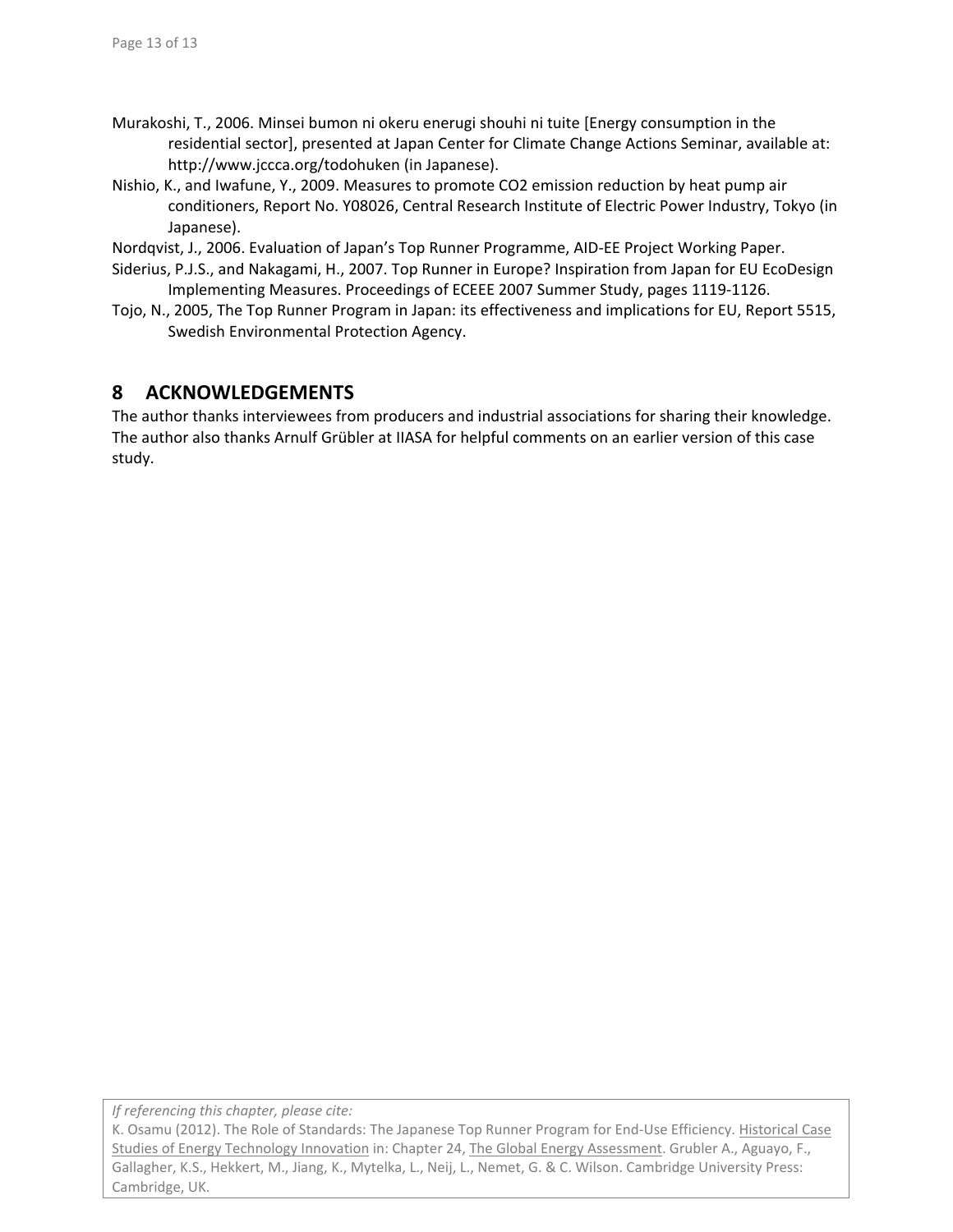Murakoshi, T., 2006. Minsei bumon ni okeru enerugi shouhi ni tuite [Energy consumption in the residential sector], presented at Japan Center for Climate Change Actions Seminar, available at: http://www.jccca.org/todohuken (in Japanese).

Nishio, K., and Iwafune, Y., 2009. Measures to promote CO2 emission reduction by heat pump air conditioners, Report No. Y08026, Central Research Institute of Electric Power Industry, Tokyo (in Japanese).

Nordqvist, J., 2006. Evaluation of Japan's Top Runner Programme, AID-EE Project Working Paper.

Siderius, P.J.S., and Nakagami, H., 2007. Top Runner in Europe? Inspiration from Japan for EU EcoDesign Implementing Measures. Proceedings of ECEEE 2007 Summer Study, pages 1119-1126.

Tojo, N., 2005, The Top Runner Program in Japan: its effectiveness and implications for EU, Report 5515, Swedish Environmental Protection Agency.

## 8 ACKNOWLEDGEMENTS

The author thanks interviewees from producers and industrial associations for sharing their knowledge. The author also thanks Arnulf Grübler at IIASA for helpful comments on an earlier version of this case study.

*If referencing this chapter, please cite:*
K. Osamu (2012). The Role of Standards: The Japanese Top Runner Program for End-Use Efficiency. Historical Case Studies of Energy Technology Innovation in: Chapter 24, The Global Energy Assessment. Grubler A., Aguayo, F., Gallagher, K.S., Hekkert, M., Jiang, K., Mytelka, L., Neij, L., Nemet, G. & C. Wilson. Cambridge University Press: Cambridge, UK.